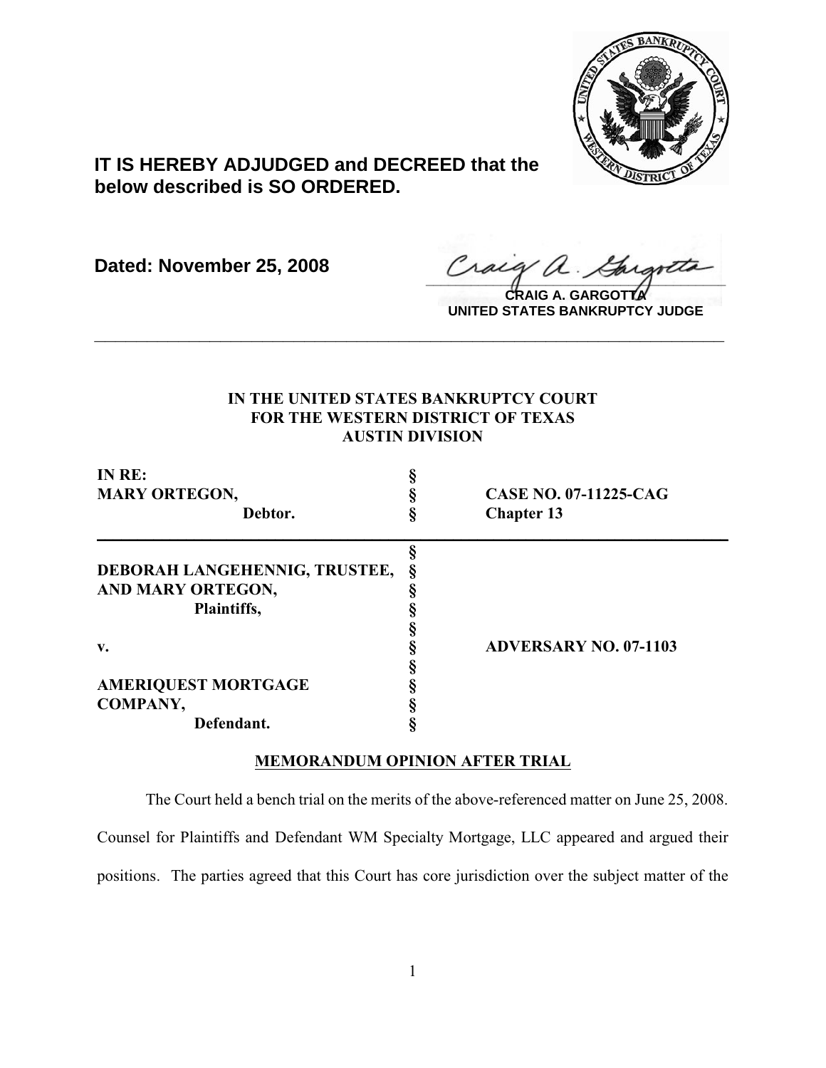**IT IS HEREBY ADJUDGED and DECREED that the below described is SO ORDERED.**

**Dated: November 25, 2008**

**CRAIG A. GARGOTTA**
**UNITED STATES BANKRUPTCY JUDGE**

---

**IN THE UNITED STATES BANKRUPTCY COURT**
**FOR THE WESTERN DISTRICT OF TEXAS**
**AUSTIN DIVISION**

| | | |
|---|---|---|
| **IN RE:** | § | |
| **MARY ORTEGON,** | § | **CASE NO. 07-11225-CAG** |
| **Debtor.** | § | **Chapter 13** |

| | | |
|---|---|---|
| | § | |
| **DEBORAH LANGEHENNIG, TRUSTEE,** | § | |
| **AND MARY ORTEGON,** | § | |
| **Plaintiffs,** | § | |
| | § | |
| **v.** | § | **ADVERSARY NO. 07-1103** |
| | § | |
| **AMERIQUEST MORTGAGE** | § | |
| **COMPANY,** | § | |
| **Defendant.** | § | |

## MEMORANDUM OPINION AFTER TRIAL

The Court held a bench trial on the merits of the above-referenced matter on June 25, 2008. Counsel for Plaintiffs and Defendant WM Specialty Mortgage, LLC appeared and argued their positions. The parties agreed that this Court has core jurisdiction over the subject matter of the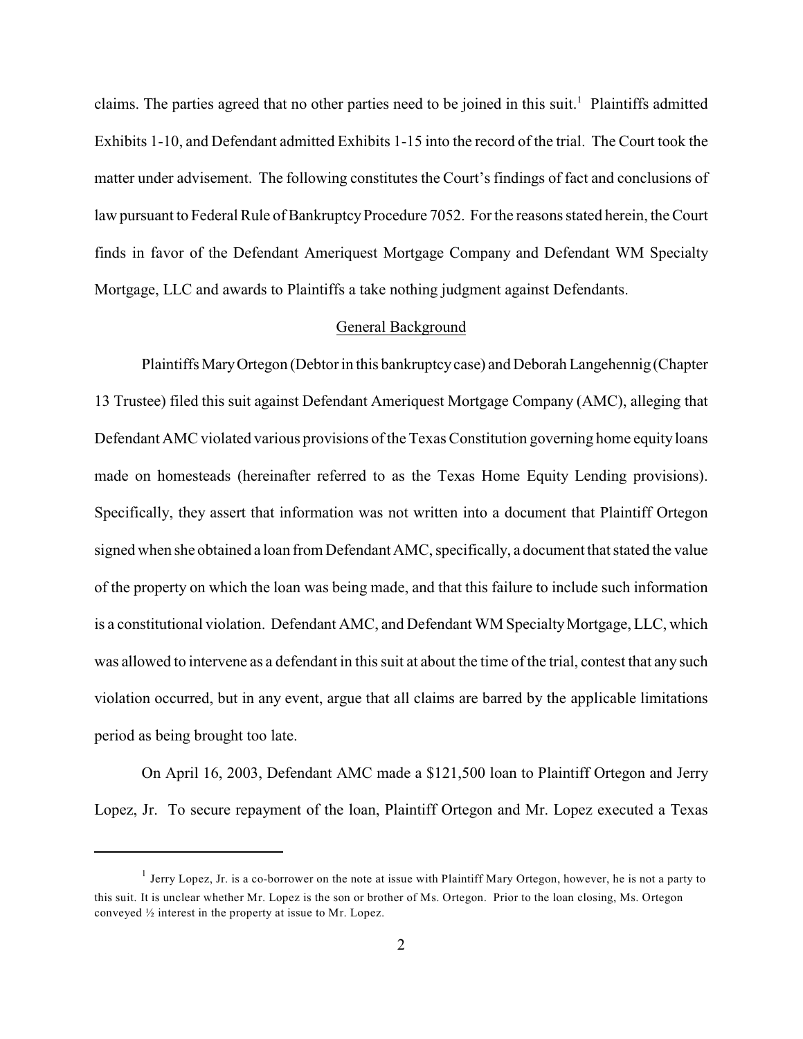claims. The parties agreed that no other parties need to be joined in this suit.[1] Plaintiffs admitted Exhibits 1-10, and Defendant admitted Exhibits 1-15 into the record of the trial. The Court took the matter under advisement. The following constitutes the Court's findings of fact and conclusions of law pursuant to Federal Rule of Bankruptcy Procedure 7052. For the reasons stated herein, the Court finds in favor of the Defendant Ameriquest Mortgage Company and Defendant WM Specialty Mortgage, LLC and awards to Plaintiffs a take nothing judgment against Defendants.

<u>General Background</u>

Plaintiffs Mary Ortegon (Debtor in this bankruptcy case) and Deborah Langehennig (Chapter 13 Trustee) filed this suit against Defendant Ameriquest Mortgage Company (AMC), alleging that Defendant AMC violated various provisions of the Texas Constitution governing home equity loans made on homesteads (hereinafter referred to as the Texas Home Equity Lending provisions). Specifically, they assert that information was not written into a document that Plaintiff Ortegon signed when she obtained a loan from Defendant AMC, specifically, a document that stated the value of the property on which the loan was being made, and that this failure to include such information is a constitutional violation. Defendant AMC, and Defendant WM Specialty Mortgage, LLC, which was allowed to intervene as a defendant in this suit at about the time of the trial, contest that any such violation occurred, but in any event, argue that all claims are barred by the applicable limitations period as being brought too late.

On April 16, 2003, Defendant AMC made a $121,500 loan to Plaintiff Ortegon and Jerry Lopez, Jr. To secure repayment of the loan, Plaintiff Ortegon and Mr. Lopez executed a Texas

[1] Jerry Lopez, Jr. is a co-borrower on the note at issue with Plaintiff Mary Ortegon, however, he is not a party to this suit. It is unclear whether Mr. Lopez is the son or brother of Ms. Ortegon. Prior to the loan closing, Ms. Ortegon conveyed ½ interest in the property at issue to Mr. Lopez.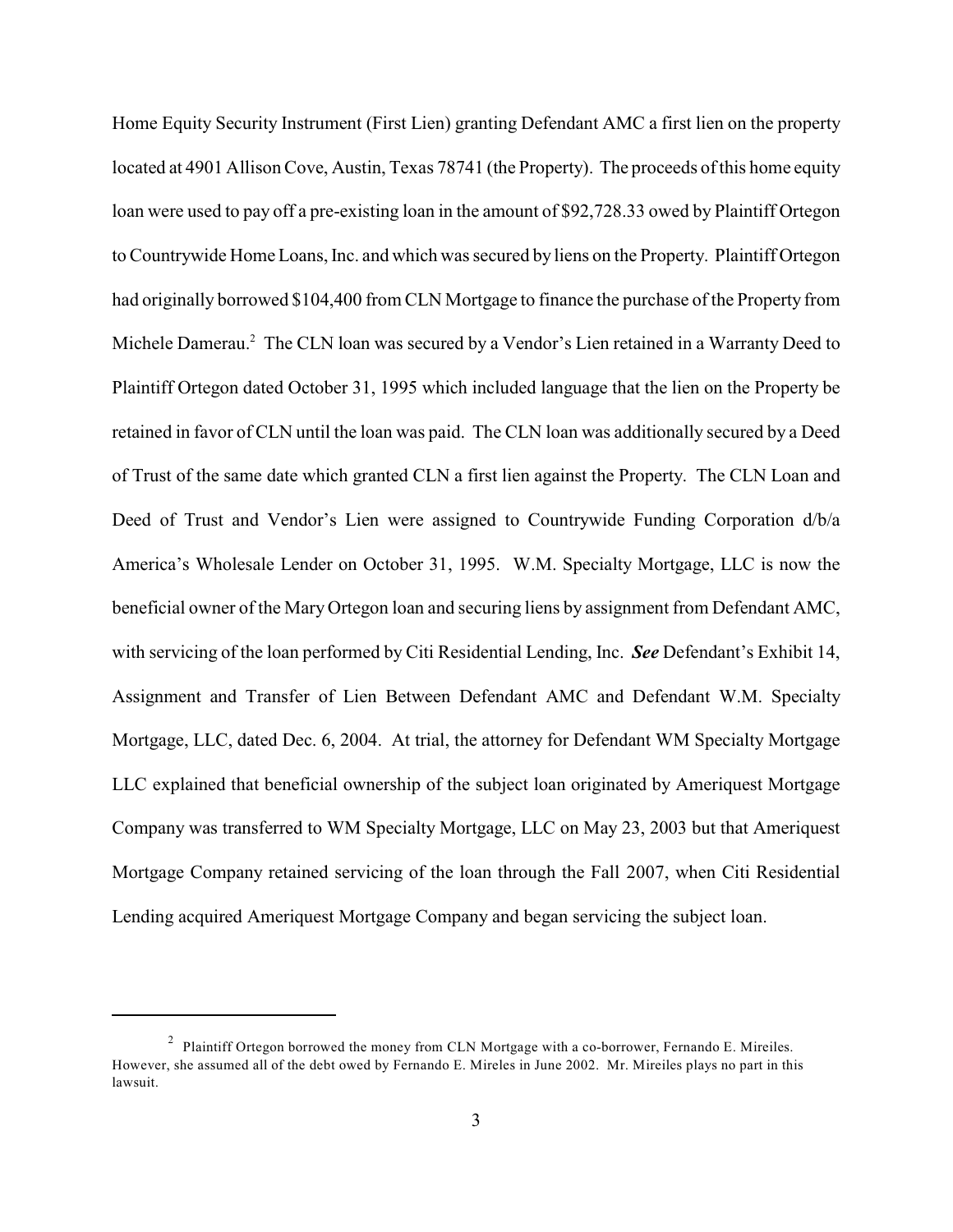Home Equity Security Instrument (First Lien) granting Defendant AMC a first lien on the property located at 4901 Allison Cove, Austin, Texas 78741 (the Property). The proceeds of this home equity loan were used to pay off a pre-existing loan in the amount of $92,728.33 owed by Plaintiff Ortegon to Countrywide Home Loans, Inc. and which was secured by liens on the Property. Plaintiff Ortegon had originally borrowed $104,400 from CLN Mortgage to finance the purchase of the Property from Michele Damerau.[2] The CLN loan was secured by a Vendor's Lien retained in a Warranty Deed to Plaintiff Ortegon dated October 31, 1995 which included language that the lien on the Property be retained in favor of CLN until the loan was paid. The CLN loan was additionally secured by a Deed of Trust of the same date which granted CLN a first lien against the Property. The CLN Loan and Deed of Trust and Vendor's Lien were assigned to Countrywide Funding Corporation d/b/a America's Wholesale Lender on October 31, 1995. W.M. Specialty Mortgage, LLC is now the beneficial owner of the Mary Ortegon loan and securing liens by assignment from Defendant AMC, with servicing of the loan performed by Citi Residential Lending, Inc. ***See*** Defendant's Exhibit 14, Assignment and Transfer of Lien Between Defendant AMC and Defendant W.M. Specialty Mortgage, LLC, dated Dec. 6, 2004. At trial, the attorney for Defendant WM Specialty Mortgage LLC explained that beneficial ownership of the subject loan originated by Ameriquest Mortgage Company was transferred to WM Specialty Mortgage, LLC on May 23, 2003 but that Ameriquest Mortgage Company retained servicing of the loan through the Fall 2007, when Citi Residential Lending acquired Ameriquest Mortgage Company and began servicing the subject loan.

---

[2] Plaintiff Ortegon borrowed the money from CLN Mortgage with a co-borrower, Fernando E. Mireiles. However, she assumed all of the debt owed by Fernando E. Mireles in June 2002. Mr. Mireiles plays no part in this lawsuit.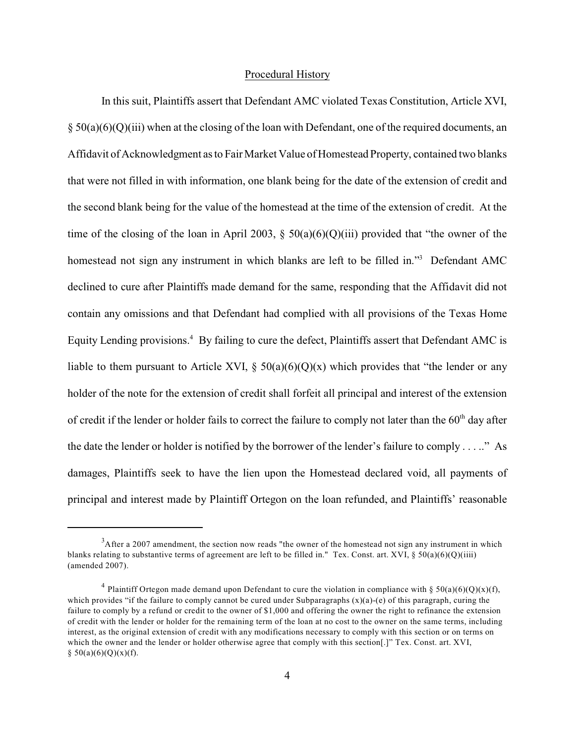## Procedural History

In this suit, Plaintiffs assert that Defendant AMC violated Texas Constitution, Article XVI, § 50(a)(6)(Q)(iii) when at the closing of the loan with Defendant, one of the required documents, an Affidavit of Acknowledgment as to Fair Market Value of Homestead Property, contained two blanks that were not filled in with information, one blank being for the date of the extension of credit and the second blank being for the value of the homestead at the time of the extension of credit. At the time of the closing of the loan in April 2003, § 50(a)(6)(Q)(iii) provided that "the owner of the homestead not sign any instrument in which blanks are left to be filled in."[3] Defendant AMC declined to cure after Plaintiffs made demand for the same, responding that the Affidavit did not contain any omissions and that Defendant had complied with all provisions of the Texas Home Equity Lending provisions.[4] By failing to cure the defect, Plaintiffs assert that Defendant AMC is liable to them pursuant to Article XVI, § 50(a)(6)(Q)(x) which provides that "the lender or any holder of the note for the extension of credit shall forfeit all principal and interest of the extension of credit if the lender or holder fails to correct the failure to comply not later than the 60[th] day after the date the lender or holder is notified by the borrower of the lender's failure to comply . . . .." As damages, Plaintiffs seek to have the lien upon the Homestead declared void, all payments of principal and interest made by Plaintiff Ortegon on the loan refunded, and Plaintiffs' reasonable

---

[3]After a 2007 amendment, the section now reads "the owner of the homestead not sign any instrument in which blanks relating to substantive terms of agreement are left to be filled in." Tex. Const. art. XVI, § 50(a)(6)(Q)(iiii) (amended 2007).

[4] Plaintiff Ortegon made demand upon Defendant to cure the violation in compliance with § 50(a)(6)(Q)(x)(f), which provides "if the failure to comply cannot be cured under Subparagraphs (x)(a)-(e) of this paragraph, curing the failure to comply by a refund or credit to the owner of $1,000 and offering the owner the right to refinance the extension of credit with the lender or holder for the remaining term of the loan at no cost to the owner on the same terms, including interest, as the original extension of credit with any modifications necessary to comply with this section or on terms on which the owner and the lender or holder otherwise agree that comply with this section[.]" Tex. Const. art. XVI, § 50(a)(6)(Q)(x)(f).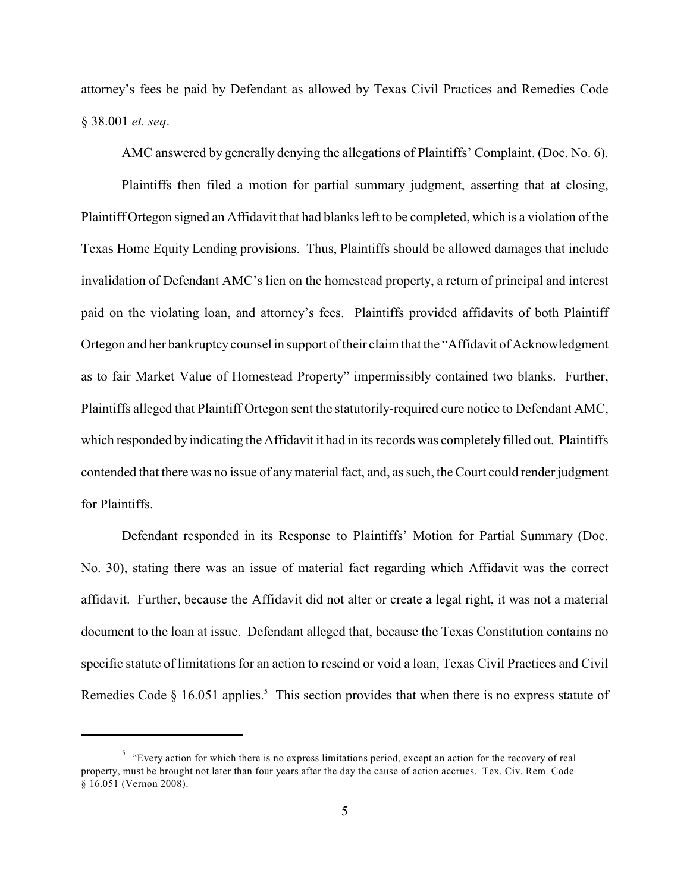attorney's fees be paid by Defendant as allowed by Texas Civil Practices and Remedies Code § 38.001 *et. seq*.

AMC answered by generally denying the allegations of Plaintiffs' Complaint. (Doc. No. 6).

Plaintiffs then filed a motion for partial summary judgment, asserting that at closing, Plaintiff Ortegon signed an Affidavit that had blanks left to be completed, which is a violation of the Texas Home Equity Lending provisions. Thus, Plaintiffs should be allowed damages that include invalidation of Defendant AMC's lien on the homestead property, a return of principal and interest paid on the violating loan, and attorney's fees. Plaintiffs provided affidavits of both Plaintiff Ortegon and her bankruptcy counsel in support of their claim that the "Affidavit of Acknowledgment as to fair Market Value of Homestead Property" impermissibly contained two blanks. Further, Plaintiffs alleged that Plaintiff Ortegon sent the statutorily-required cure notice to Defendant AMC, which responded by indicating the Affidavit it had in its records was completely filled out. Plaintiffs contended that there was no issue of any material fact, and, as such, the Court could render judgment for Plaintiffs.

Defendant responded in its Response to Plaintiffs' Motion for Partial Summary (Doc. No. 30), stating there was an issue of material fact regarding which Affidavit was the correct affidavit. Further, because the Affidavit did not alter or create a legal right, it was not a material document to the loan at issue. Defendant alleged that, because the Texas Constitution contains no specific statute of limitations for an action to rescind or void a loan, Texas Civil Practices and Civil Remedies Code § 16.051 applies.[5] This section provides that when there is no express statute of

[5] "Every action for which there is no express limitations period, except an action for the recovery of real property, must be brought not later than four years after the day the cause of action accrues. Tex. Civ. Rem. Code § 16.051 (Vernon 2008).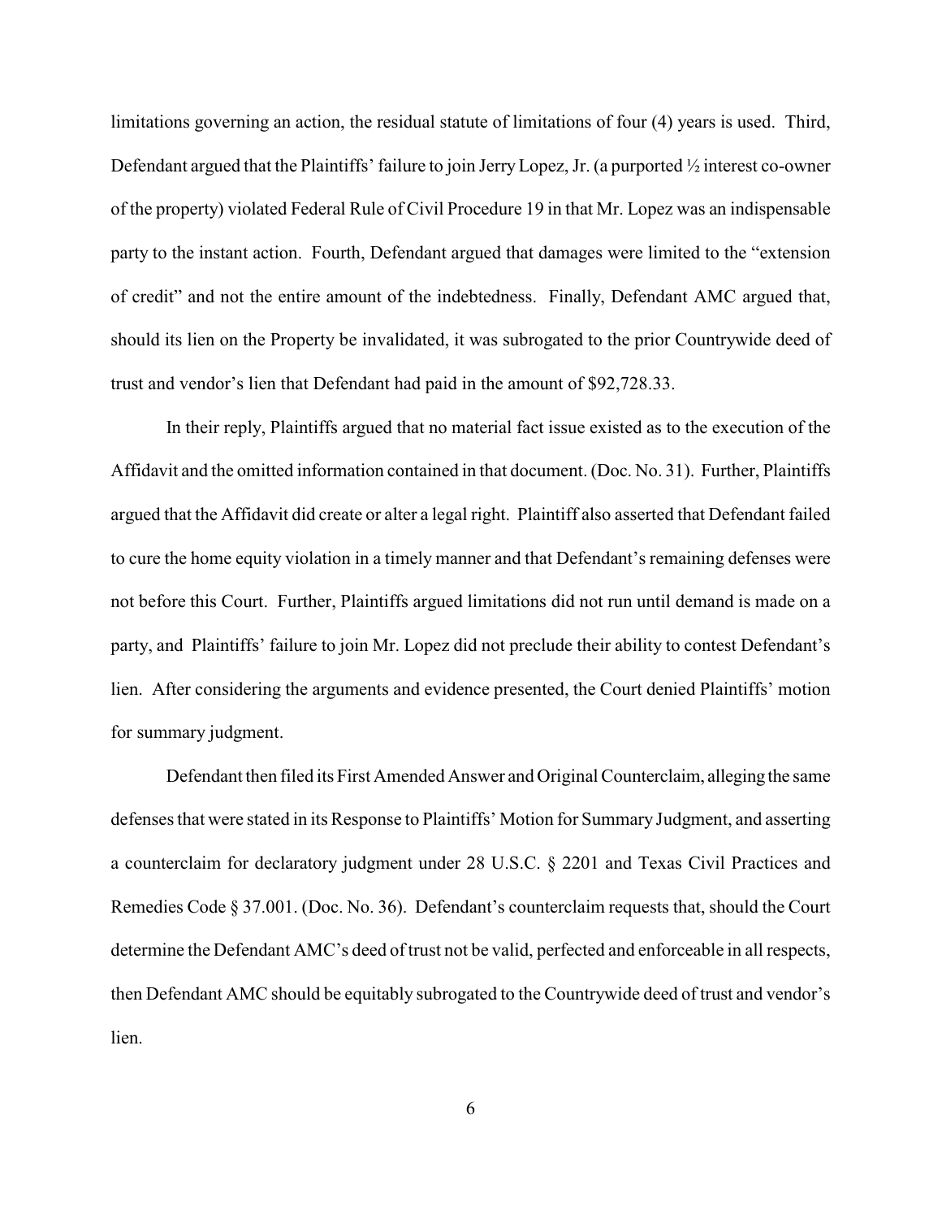limitations governing an action, the residual statute of limitations of four (4) years is used. Third, Defendant argued that the Plaintiffs' failure to join Jerry Lopez, Jr. (a purported ½ interest co-owner of the property) violated Federal Rule of Civil Procedure 19 in that Mr. Lopez was an indispensable party to the instant action. Fourth, Defendant argued that damages were limited to the "extension of credit" and not the entire amount of the indebtedness. Finally, Defendant AMC argued that, should its lien on the Property be invalidated, it was subrogated to the prior Countrywide deed of trust and vendor's lien that Defendant had paid in the amount of $92,728.33.

In their reply, Plaintiffs argued that no material fact issue existed as to the execution of the Affidavit and the omitted information contained in that document. (Doc. No. 31). Further, Plaintiffs argued that the Affidavit did create or alter a legal right. Plaintiff also asserted that Defendant failed to cure the home equity violation in a timely manner and that Defendant's remaining defenses were not before this Court. Further, Plaintiffs argued limitations did not run until demand is made on a party, and Plaintiffs' failure to join Mr. Lopez did not preclude their ability to contest Defendant's lien. After considering the arguments and evidence presented, the Court denied Plaintiffs' motion for summary judgment.

Defendant then filed its First Amended Answer and Original Counterclaim, alleging the same defenses that were stated in its Response to Plaintiffs' Motion for Summary Judgment, and asserting a counterclaim for declaratory judgment under 28 U.S.C. § 2201 and Texas Civil Practices and Remedies Code § 37.001. (Doc. No. 36). Defendant's counterclaim requests that, should the Court determine the Defendant AMC's deed of trust not be valid, perfected and enforceable in all respects, then Defendant AMC should be equitably subrogated to the Countrywide deed of trust and vendor's lien.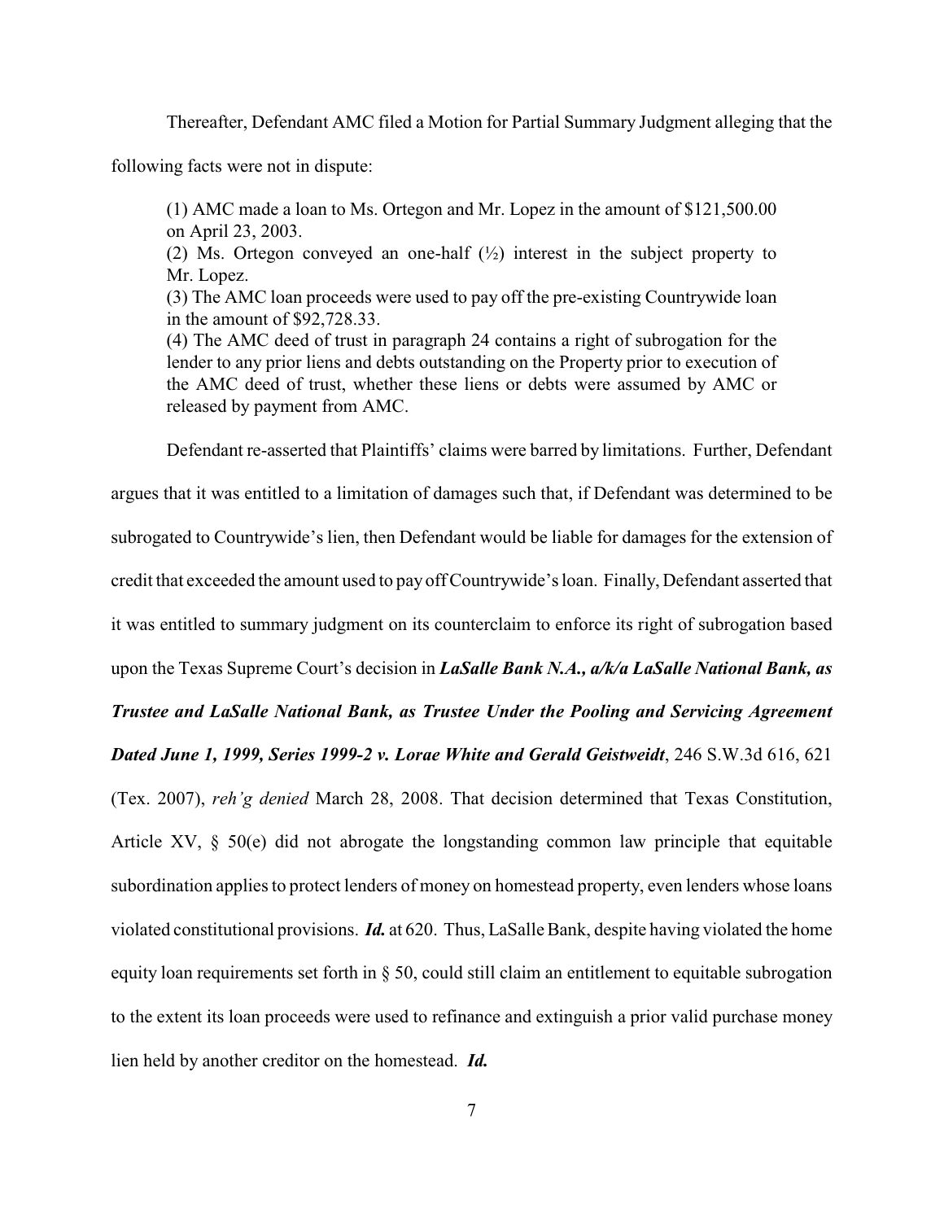Thereafter, Defendant AMC filed a Motion for Partial Summary Judgment alleging that the following facts were not in dispute:

> (1) AMC made a loan to Ms. Ortegon and Mr. Lopez in the amount of $121,500.00 on April 23, 2003.
> (2) Ms. Ortegon conveyed an one-half (½) interest in the subject property to Mr. Lopez.
> (3) The AMC loan proceeds were used to pay off the pre-existing Countrywide loan in the amount of $92,728.33.
> (4) The AMC deed of trust in paragraph 24 contains a right of subrogation for the lender to any prior liens and debts outstanding on the Property prior to execution of the AMC deed of trust, whether these liens or debts were assumed by AMC or released by payment from AMC.

Defendant re-asserted that Plaintiffs' claims were barred by limitations. Further, Defendant argues that it was entitled to a limitation of damages such that, if Defendant was determined to be subrogated to Countrywide's lien, then Defendant would be liable for damages for the extension of credit that exceeded the amount used to pay off Countrywide's loan. Finally, Defendant asserted that it was entitled to summary judgment on its counterclaim to enforce its right of subrogation based upon the Texas Supreme Court's decision in ***LaSalle Bank N.A., a/k/a LaSalle National Bank, as Trustee and LaSalle National Bank, as Trustee Under the Pooling and Servicing Agreement Dated June 1, 1999, Series 1999-2 v. Lorae White and Gerald Geistweidt***, 246 S.W.3d 616, 621 (Tex. 2007), *reh'g denied* March 28, 2008. That decision determined that Texas Constitution, Article XV, § 50(e) did not abrogate the longstanding common law principle that equitable subordination applies to protect lenders of money on homestead property, even lenders whose loans violated constitutional provisions. ***Id.*** at 620. Thus, LaSalle Bank, despite having violated the home equity loan requirements set forth in § 50, could still claim an entitlement to equitable subrogation to the extent its loan proceeds were used to refinance and extinguish a prior valid purchase money lien held by another creditor on the homestead. ***Id.***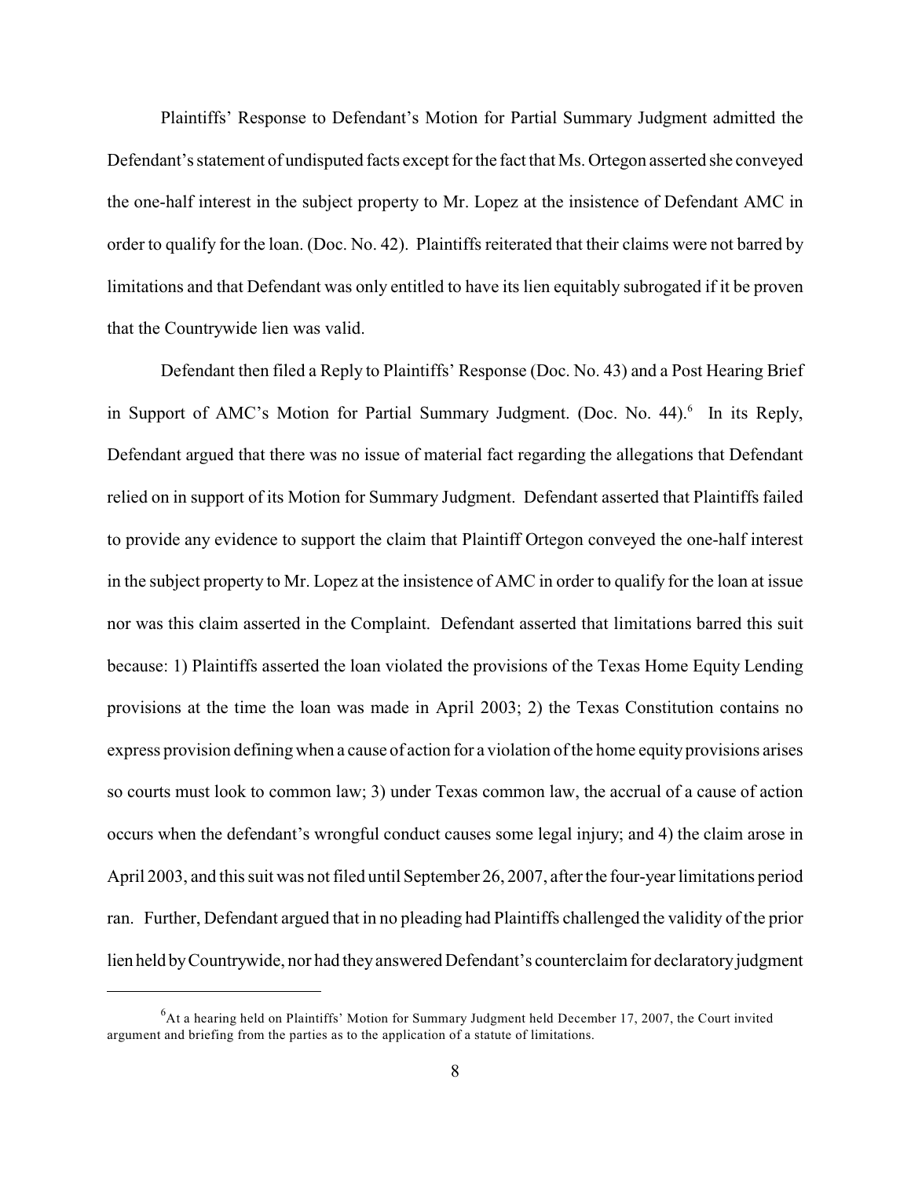Plaintiffs' Response to Defendant's Motion for Partial Summary Judgment admitted the Defendant's statement of undisputed facts except for the fact that Ms. Ortegon asserted she conveyed the one-half interest in the subject property to Mr. Lopez at the insistence of Defendant AMC in order to qualify for the loan. (Doc. No. 42). Plaintiffs reiterated that their claims were not barred by limitations and that Defendant was only entitled to have its lien equitably subrogated if it be proven that the Countrywide lien was valid.

Defendant then filed a Reply to Plaintiffs' Response (Doc. No. 43) and a Post Hearing Brief in Support of AMC's Motion for Partial Summary Judgment. (Doc. No. 44).[6] In its Reply, Defendant argued that there was no issue of material fact regarding the allegations that Defendant relied on in support of its Motion for Summary Judgment. Defendant asserted that Plaintiffs failed to provide any evidence to support the claim that Plaintiff Ortegon conveyed the one-half interest in the subject property to Mr. Lopez at the insistence of AMC in order to qualify for the loan at issue nor was this claim asserted in the Complaint. Defendant asserted that limitations barred this suit because: 1) Plaintiffs asserted the loan violated the provisions of the Texas Home Equity Lending provisions at the time the loan was made in April 2003; 2) the Texas Constitution contains no express provision defining when a cause of action for a violation of the home equity provisions arises so courts must look to common law; 3) under Texas common law, the accrual of a cause of action occurs when the defendant's wrongful conduct causes some legal injury; and 4) the claim arose in April 2003, and this suit was not filed until September 26, 2007, after the four-year limitations period ran. Further, Defendant argued that in no pleading had Plaintiffs challenged the validity of the prior lien held by Countrywide, nor had they answered Defendant's counterclaim for declaratory judgment

[6] At a hearing held on Plaintiffs' Motion for Summary Judgment held December 17, 2007, the Court invited argument and briefing from the parties as to the application of a statute of limitations.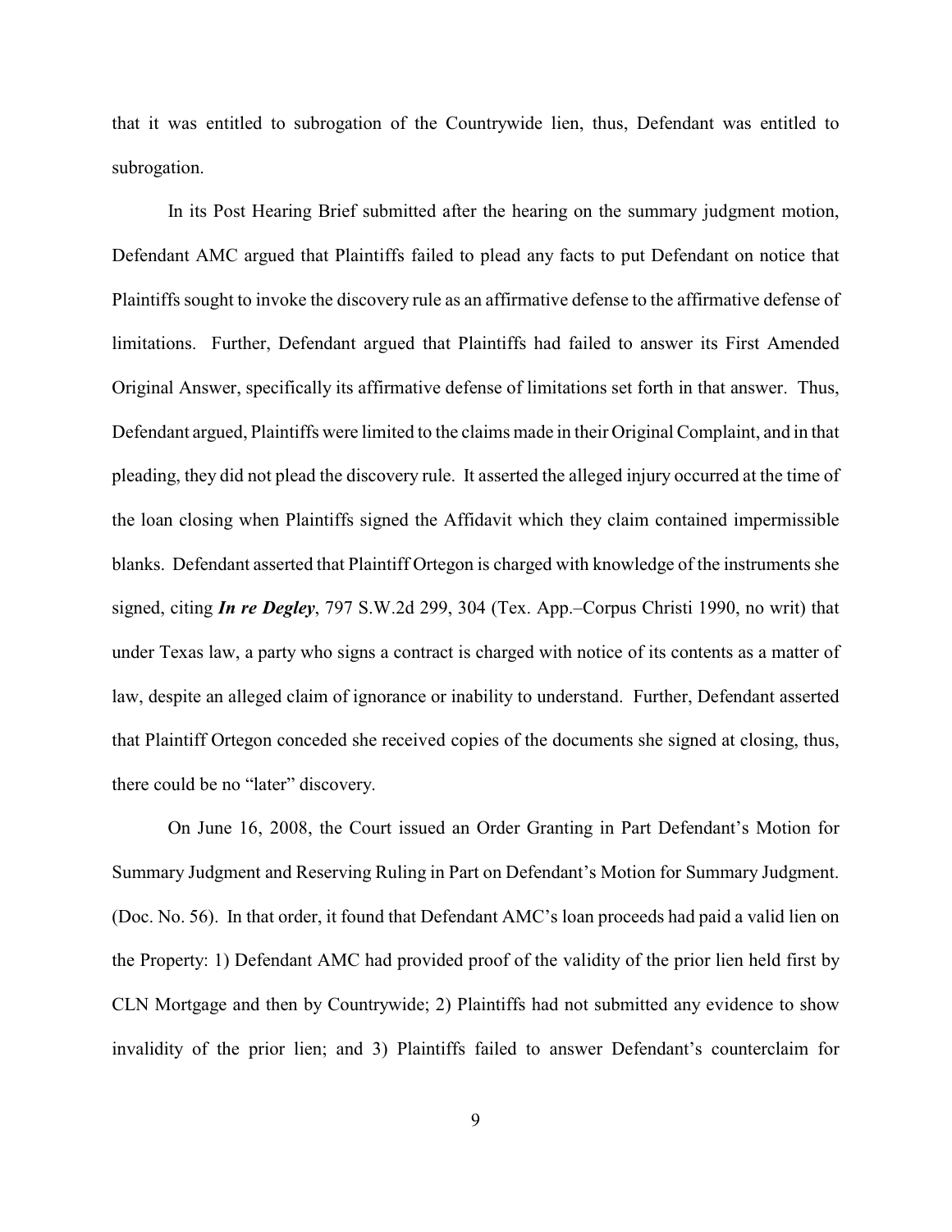that it was entitled to subrogation of the Countrywide lien, thus, Defendant was entitled to subrogation.

In its Post Hearing Brief submitted after the hearing on the summary judgment motion, Defendant AMC argued that Plaintiffs failed to plead any facts to put Defendant on notice that Plaintiffs sought to invoke the discovery rule as an affirmative defense to the affirmative defense of limitations. Further, Defendant argued that Plaintiffs had failed to answer its First Amended Original Answer, specifically its affirmative defense of limitations set forth in that answer. Thus, Defendant argued, Plaintiffs were limited to the claims made in their Original Complaint, and in that pleading, they did not plead the discovery rule. It asserted the alleged injury occurred at the time of the loan closing when Plaintiffs signed the Affidavit which they claim contained impermissible blanks. Defendant asserted that Plaintiff Ortegon is charged with knowledge of the instruments she signed, citing ***In re Degley***, 797 S.W.2d 299, 304 (Tex. App.–Corpus Christi 1990, no writ) that under Texas law, a party who signs a contract is charged with notice of its contents as a matter of law, despite an alleged claim of ignorance or inability to understand. Further, Defendant asserted that Plaintiff Ortegon conceded she received copies of the documents she signed at closing, thus, there could be no "later" discovery.

On June 16, 2008, the Court issued an Order Granting in Part Defendant's Motion for Summary Judgment and Reserving Ruling in Part on Defendant's Motion for Summary Judgment. (Doc. No. 56). In that order, it found that Defendant AMC's loan proceeds had paid a valid lien on the Property: 1) Defendant AMC had provided proof of the validity of the prior lien held first by CLN Mortgage and then by Countrywide; 2) Plaintiffs had not submitted any evidence to show invalidity of the prior lien; and 3) Plaintiffs failed to answer Defendant's counterclaim for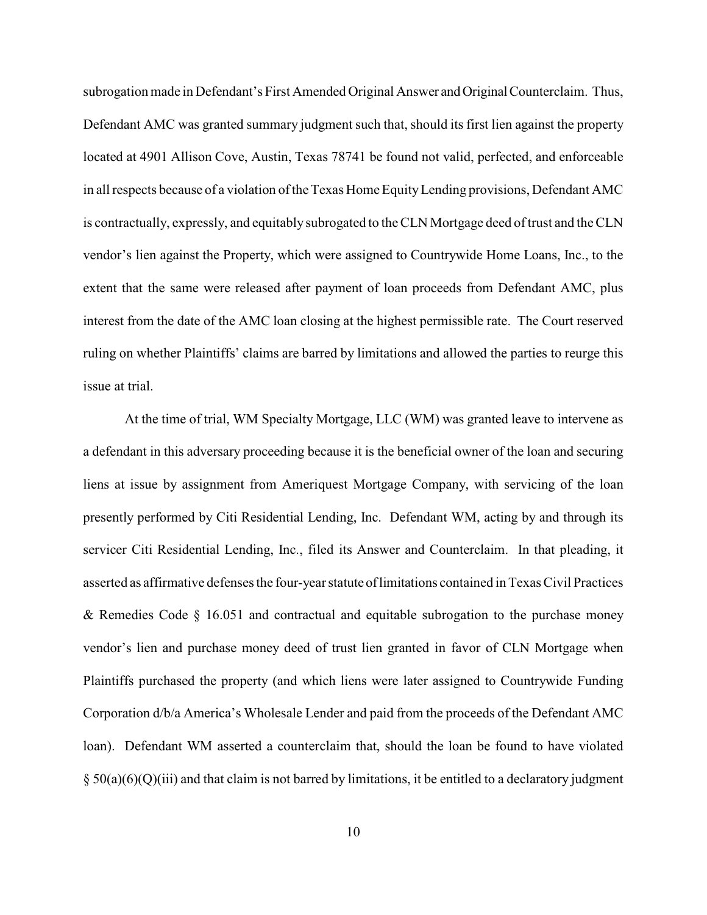subrogation made in Defendant's First Amended Original Answer and Original Counterclaim. Thus, Defendant AMC was granted summary judgment such that, should its first lien against the property located at 4901 Allison Cove, Austin, Texas 78741 be found not valid, perfected, and enforceable in all respects because of a violation of the Texas Home Equity Lending provisions, Defendant AMC is contractually, expressly, and equitably subrogated to the CLN Mortgage deed of trust and the CLN vendor's lien against the Property, which were assigned to Countrywide Home Loans, Inc., to the extent that the same were released after payment of loan proceeds from Defendant AMC, plus interest from the date of the AMC loan closing at the highest permissible rate. The Court reserved ruling on whether Plaintiffs' claims are barred by limitations and allowed the parties to reurge this issue at trial.

At the time of trial, WM Specialty Mortgage, LLC (WM) was granted leave to intervene as a defendant in this adversary proceeding because it is the beneficial owner of the loan and securing liens at issue by assignment from Ameriquest Mortgage Company, with servicing of the loan presently performed by Citi Residential Lending, Inc. Defendant WM, acting by and through its servicer Citi Residential Lending, Inc., filed its Answer and Counterclaim. In that pleading, it asserted as affirmative defenses the four-year statute of limitations contained in Texas Civil Practices & Remedies Code § 16.051 and contractual and equitable subrogation to the purchase money vendor's lien and purchase money deed of trust lien granted in favor of CLN Mortgage when Plaintiffs purchased the property (and which liens were later assigned to Countrywide Funding Corporation d/b/a America's Wholesale Lender and paid from the proceeds of the Defendant AMC loan). Defendant WM asserted a counterclaim that, should the loan be found to have violated § 50(a)(6)(Q)(iii) and that claim is not barred by limitations, it be entitled to a declaratory judgment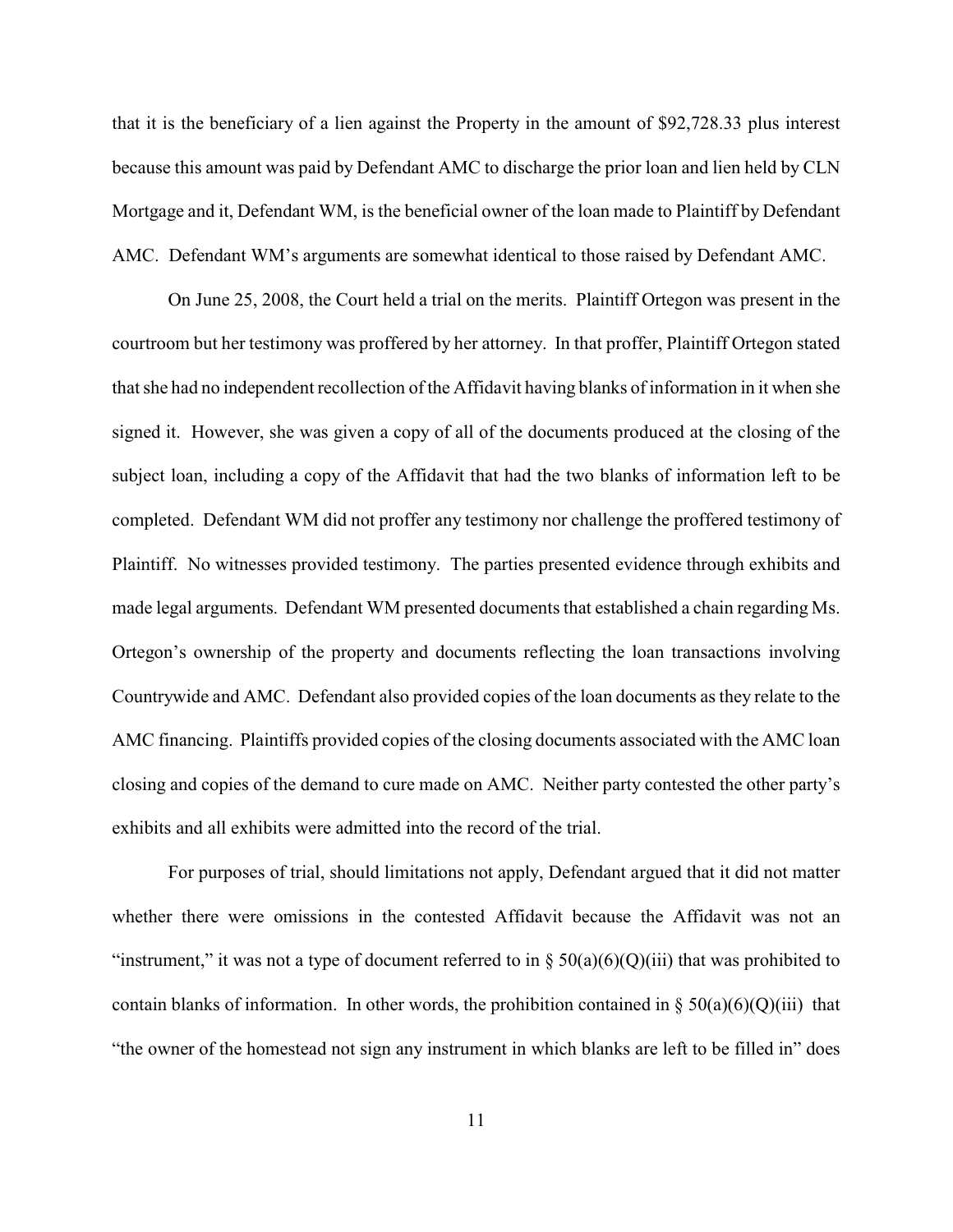that it is the beneficiary of a lien against the Property in the amount of $92,728.33 plus interest because this amount was paid by Defendant AMC to discharge the prior loan and lien held by CLN Mortgage and it, Defendant WM, is the beneficial owner of the loan made to Plaintiff by Defendant AMC. Defendant WM's arguments are somewhat identical to those raised by Defendant AMC.

On June 25, 2008, the Court held a trial on the merits. Plaintiff Ortegon was present in the courtroom but her testimony was proffered by her attorney. In that proffer, Plaintiff Ortegon stated that she had no independent recollection of the Affidavit having blanks of information in it when she signed it. However, she was given a copy of all of the documents produced at the closing of the subject loan, including a copy of the Affidavit that had the two blanks of information left to be completed. Defendant WM did not proffer any testimony nor challenge the proffered testimony of Plaintiff. No witnesses provided testimony. The parties presented evidence through exhibits and made legal arguments. Defendant WM presented documents that established a chain regarding Ms. Ortegon's ownership of the property and documents reflecting the loan transactions involving Countrywide and AMC. Defendant also provided copies of the loan documents as they relate to the AMC financing. Plaintiffs provided copies of the closing documents associated with the AMC loan closing and copies of the demand to cure made on AMC. Neither party contested the other party's exhibits and all exhibits were admitted into the record of the trial.

For purposes of trial, should limitations not apply, Defendant argued that it did not matter whether there were omissions in the contested Affidavit because the Affidavit was not an "instrument," it was not a type of document referred to in § 50(a)(6)(Q)(iii) that was prohibited to contain blanks of information. In other words, the prohibition contained in § 50(a)(6)(Q)(iii) that "the owner of the homestead not sign any instrument in which blanks are left to be filled in" does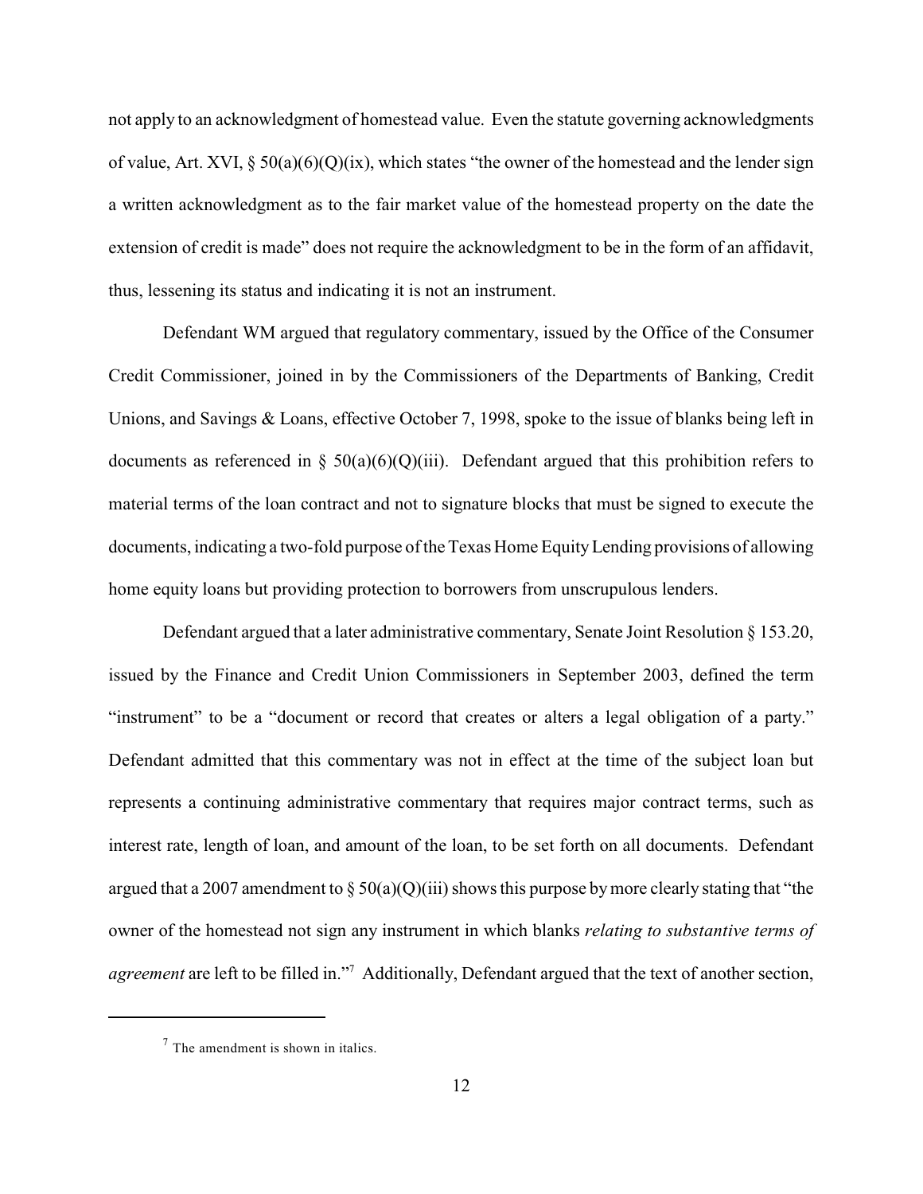not apply to an acknowledgment of homestead value. Even the statute governing acknowledgments of value, Art. XVI, § 50(a)(6)(Q)(ix), which states "the owner of the homestead and the lender sign a written acknowledgment as to the fair market value of the homestead property on the date the extension of credit is made" does not require the acknowledgment to be in the form of an affidavit, thus, lessening its status and indicating it is not an instrument.

Defendant WM argued that regulatory commentary, issued by the Office of the Consumer Credit Commissioner, joined in by the Commissioners of the Departments of Banking, Credit Unions, and Savings & Loans, effective October 7, 1998, spoke to the issue of blanks being left in documents as referenced in § 50(a)(6)(Q)(iii). Defendant argued that this prohibition refers to material terms of the loan contract and not to signature blocks that must be signed to execute the documents, indicating a two-fold purpose of the Texas Home Equity Lending provisions of allowing home equity loans but providing protection to borrowers from unscrupulous lenders.

Defendant argued that a later administrative commentary, Senate Joint Resolution § 153.20, issued by the Finance and Credit Union Commissioners in September 2003, defined the term "instrument" to be a "document or record that creates or alters a legal obligation of a party." Defendant admitted that this commentary was not in effect at the time of the subject loan but represents a continuing administrative commentary that requires major contract terms, such as interest rate, length of loan, and amount of the loan, to be set forth on all documents. Defendant argued that a 2007 amendment to § 50(a)(Q)(iii) shows this purpose by more clearly stating that "the owner of the homestead not sign any instrument in which blanks *relating to substantive terms of agreement* are left to be filled in."[7] Additionally, Defendant argued that the text of another section,

[7] The amendment is shown in italics.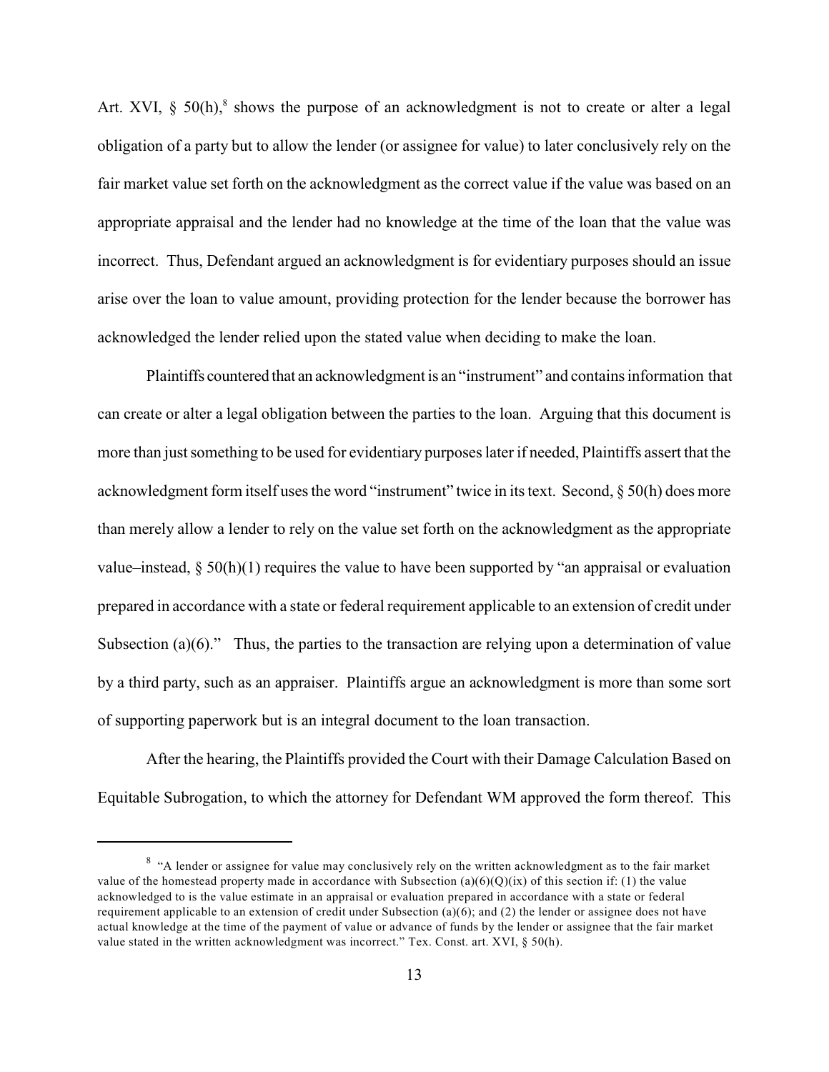Art. XVI, § 50(h),[8] shows the purpose of an acknowledgment is not to create or alter a legal obligation of a party but to allow the lender (or assignee for value) to later conclusively rely on the fair market value set forth on the acknowledgment as the correct value if the value was based on an appropriate appraisal and the lender had no knowledge at the time of the loan that the value was incorrect. Thus, Defendant argued an acknowledgment is for evidentiary purposes should an issue arise over the loan to value amount, providing protection for the lender because the borrower has acknowledged the lender relied upon the stated value when deciding to make the loan.

Plaintiffs countered that an acknowledgment is an "instrument" and contains information that can create or alter a legal obligation between the parties to the loan. Arguing that this document is more than just something to be used for evidentiary purposes later if needed, Plaintiffs assert that the acknowledgment form itself uses the word "instrument" twice in its text. Second, § 50(h) does more than merely allow a lender to rely on the value set forth on the acknowledgment as the appropriate value–instead, § 50(h)(1) requires the value to have been supported by "an appraisal or evaluation prepared in accordance with a state or federal requirement applicable to an extension of credit under Subsection (a)(6)." Thus, the parties to the transaction are relying upon a determination of value by a third party, such as an appraiser. Plaintiffs argue an acknowledgment is more than some sort of supporting paperwork but is an integral document to the loan transaction.

After the hearing, the Plaintiffs provided the Court with their Damage Calculation Based on Equitable Subrogation, to which the attorney for Defendant WM approved the form thereof. This

---

[8] "A lender or assignee for value may conclusively rely on the written acknowledgment as to the fair market value of the homestead property made in accordance with Subsection (a)(6)(Q)(ix) of this section if: (1) the value acknowledged to is the value estimate in an appraisal or evaluation prepared in accordance with a state or federal requirement applicable to an extension of credit under Subsection (a)(6); and (2) the lender or assignee does not have actual knowledge at the time of the payment of value or advance of funds by the lender or assignee that the fair market value stated in the written acknowledgment was incorrect." Tex. Const. art. XVI, § 50(h).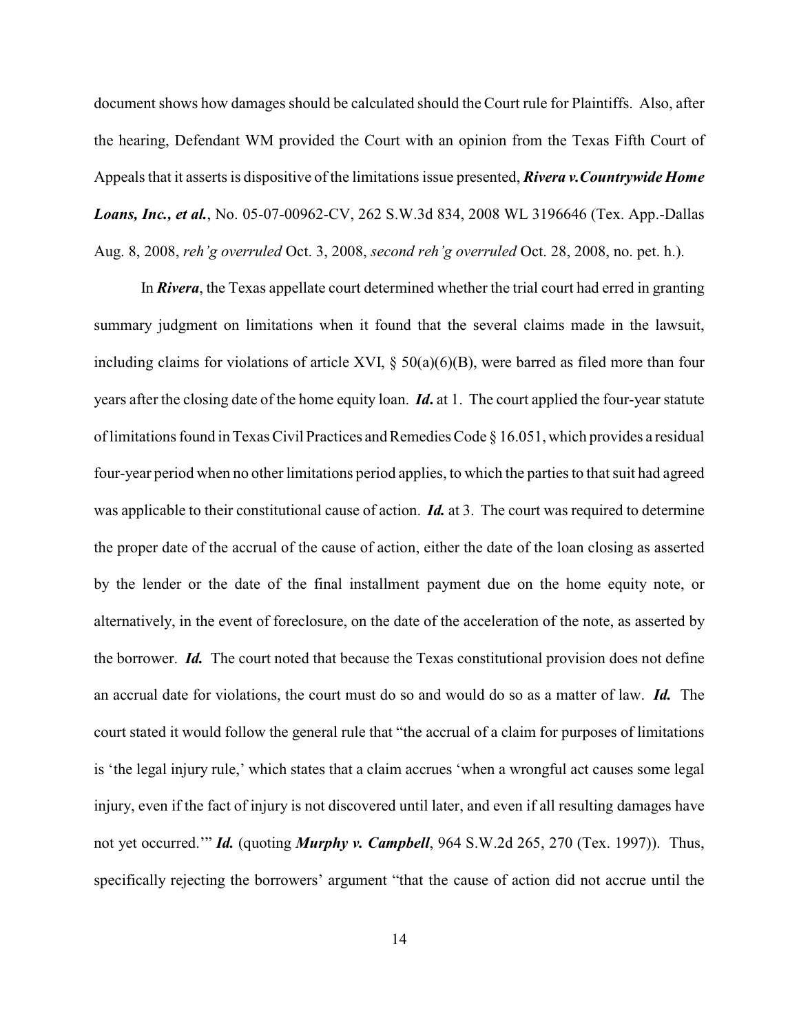document shows how damages should be calculated should the Court rule for Plaintiffs. Also, after the hearing, Defendant WM provided the Court with an opinion from the Texas Fifth Court of Appeals that it asserts is dispositive of the limitations issue presented, ***Rivera v.Countrywide Home Loans, Inc., et al.***, No. 05-07-00962-CV, 262 S.W.3d 834, 2008 WL 3196646 (Tex. App.-Dallas Aug. 8, 2008, *reh'g overruled* Oct. 3, 2008, *second reh'g overruled* Oct. 28, 2008, no. pet. h.).

In ***Rivera***, the Texas appellate court determined whether the trial court had erred in granting summary judgment on limitations when it found that the several claims made in the lawsuit, including claims for violations of article XVI, § 50(a)(6)(B), were barred as filed more than four years after the closing date of the home equity loan. ***Id***. at 1. The court applied the four-year statute of limitations found in Texas Civil Practices and Remedies Code § 16.051, which provides a residual four-year period when no other limitations period applies, to which the parties to that suit had agreed was applicable to their constitutional cause of action. ***Id.*** at 3. The court was required to determine the proper date of the accrual of the cause of action, either the date of the loan closing as asserted by the lender or the date of the final installment payment due on the home equity note, or alternatively, in the event of foreclosure, on the date of the acceleration of the note, as asserted by the borrower. ***Id.*** The court noted that because the Texas constitutional provision does not define an accrual date for violations, the court must do so and would do so as a matter of law. ***Id.*** The court stated it would follow the general rule that "the accrual of a claim for purposes of limitations is 'the legal injury rule,' which states that a claim accrues 'when a wrongful act causes some legal injury, even if the fact of injury is not discovered until later, and even if all resulting damages have not yet occurred.'" ***Id.*** (quoting ***Murphy v. Campbell***, 964 S.W.2d 265, 270 (Tex. 1997)). Thus, specifically rejecting the borrowers' argument "that the cause of action did not accrue until the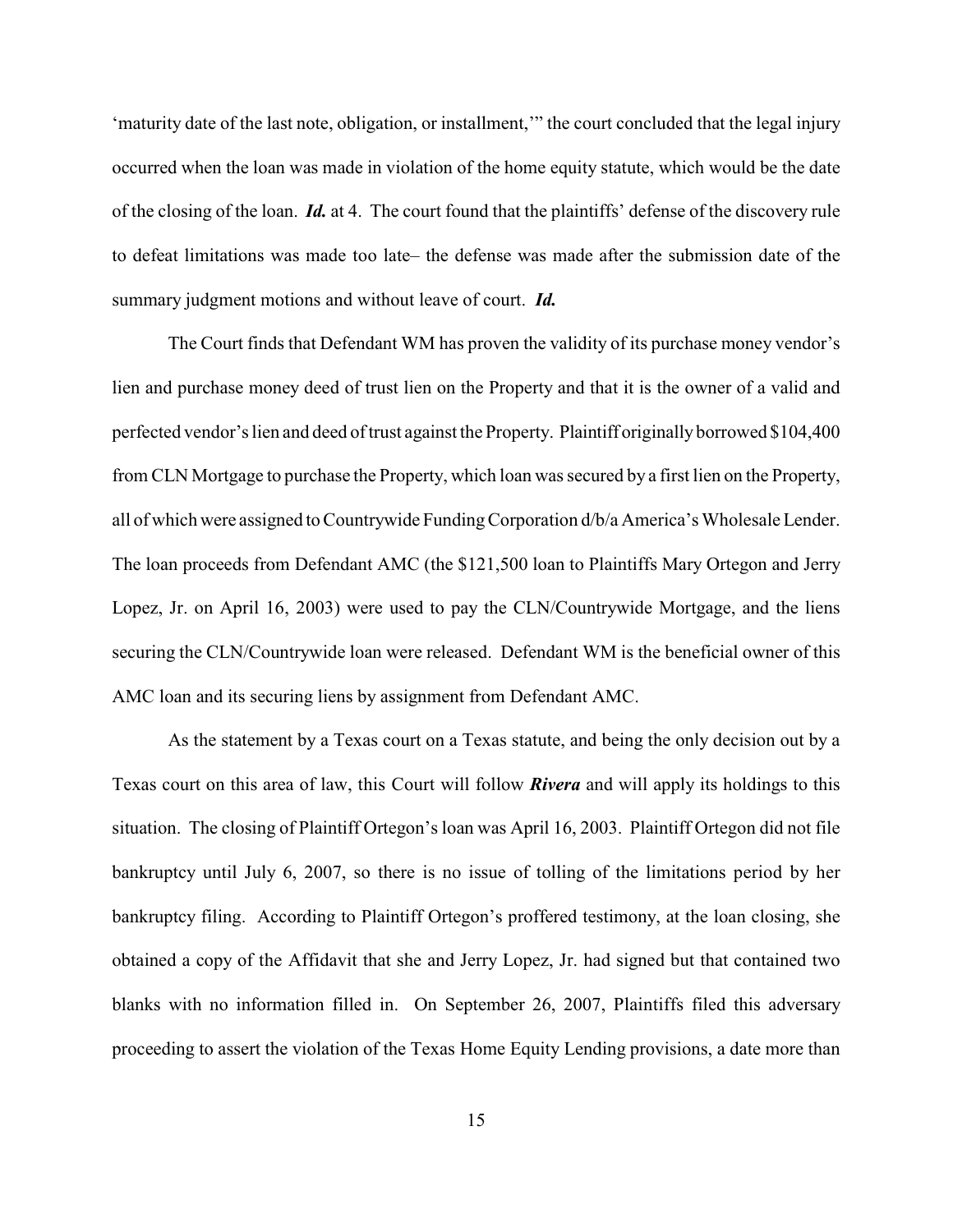'maturity date of the last note, obligation, or installment,'" the court concluded that the legal injury occurred when the loan was made in violation of the home equity statute, which would be the date of the closing of the loan. ***Id.*** at 4. The court found that the plaintiffs' defense of the discovery rule to defeat limitations was made too late– the defense was made after the submission date of the summary judgment motions and without leave of court. ***Id.***

The Court finds that Defendant WM has proven the validity of its purchase money vendor's lien and purchase money deed of trust lien on the Property and that it is the owner of a valid and perfected vendor's lien and deed of trust against the Property. Plaintiff originally borrowed $104,400 from CLN Mortgage to purchase the Property, which loan was secured by a first lien on the Property, all of which were assigned to Countrywide Funding Corporation d/b/a America's Wholesale Lender. The loan proceeds from Defendant AMC (the $121,500 loan to Plaintiffs Mary Ortegon and Jerry Lopez, Jr. on April 16, 2003) were used to pay the CLN/Countrywide Mortgage, and the liens securing the CLN/Countrywide loan were released. Defendant WM is the beneficial owner of this AMC loan and its securing liens by assignment from Defendant AMC.

As the statement by a Texas court on a Texas statute, and being the only decision out by a Texas court on this area of law, this Court will follow ***Rivera*** and will apply its holdings to this situation. The closing of Plaintiff Ortegon's loan was April 16, 2003. Plaintiff Ortegon did not file bankruptcy until July 6, 2007, so there is no issue of tolling of the limitations period by her bankruptcy filing. According to Plaintiff Ortegon's proffered testimony, at the loan closing, she obtained a copy of the Affidavit that she and Jerry Lopez, Jr. had signed but that contained two blanks with no information filled in. On September 26, 2007, Plaintiffs filed this adversary proceeding to assert the violation of the Texas Home Equity Lending provisions, a date more than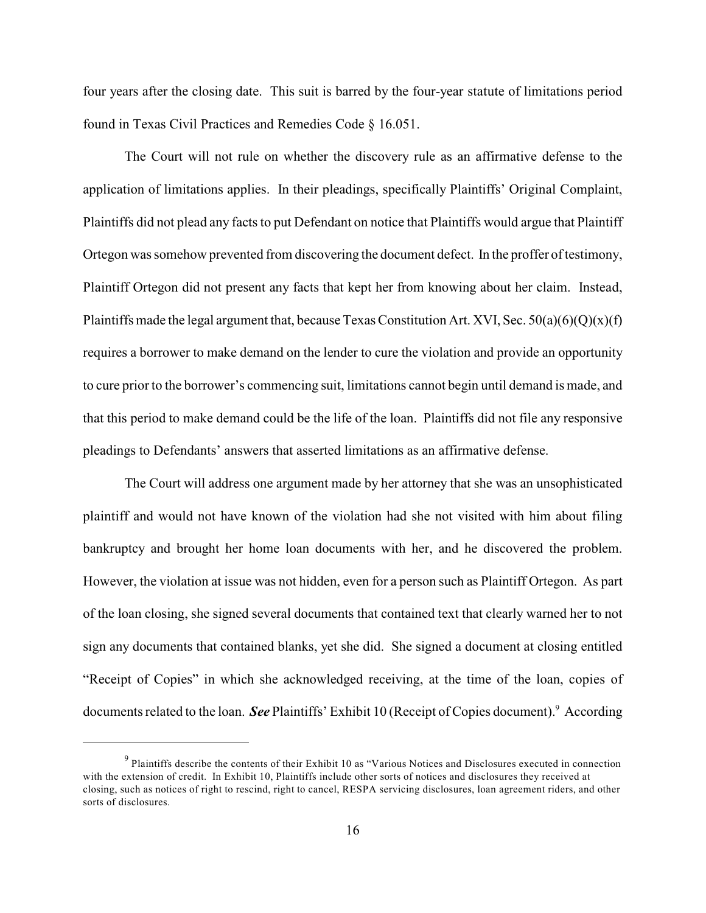four years after the closing date. This suit is barred by the four-year statute of limitations period found in Texas Civil Practices and Remedies Code § 16.051.

The Court will not rule on whether the discovery rule as an affirmative defense to the application of limitations applies. In their pleadings, specifically Plaintiffs' Original Complaint, Plaintiffs did not plead any facts to put Defendant on notice that Plaintiffs would argue that Plaintiff Ortegon was somehow prevented from discovering the document defect. In the proffer of testimony, Plaintiff Ortegon did not present any facts that kept her from knowing about her claim. Instead, Plaintiffs made the legal argument that, because Texas Constitution Art. XVI, Sec. 50(a)(6)(Q)(x)(f) requires a borrower to make demand on the lender to cure the violation and provide an opportunity to cure prior to the borrower's commencing suit, limitations cannot begin until demand is made, and that this period to make demand could be the life of the loan. Plaintiffs did not file any responsive pleadings to Defendants' answers that asserted limitations as an affirmative defense.

The Court will address one argument made by her attorney that she was an unsophisticated plaintiff and would not have known of the violation had she not visited with him about filing bankruptcy and brought her home loan documents with her, and he discovered the problem. However, the violation at issue was not hidden, even for a person such as Plaintiff Ortegon. As part of the loan closing, she signed several documents that contained text that clearly warned her to not sign any documents that contained blanks, yet she did. She signed a document at closing entitled "Receipt of Copies" in which she acknowledged receiving, at the time of the loan, copies of documents related to the loan. ***See*** Plaintiffs' Exhibit 10 (Receipt of Copies document).[9] According

[9] Plaintiffs describe the contents of their Exhibit 10 as "Various Notices and Disclosures executed in connection with the extension of credit. In Exhibit 10, Plaintiffs include other sorts of notices and disclosures they received at closing, such as notices of right to rescind, right to cancel, RESPA servicing disclosures, loan agreement riders, and other sorts of disclosures.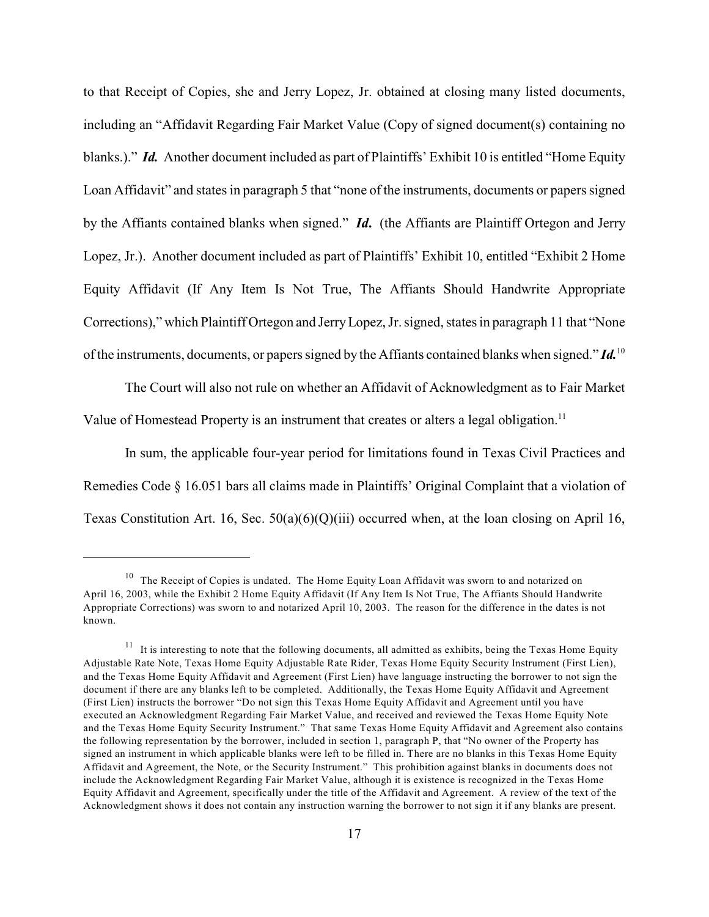to that Receipt of Copies, she and Jerry Lopez, Jr. obtained at closing many listed documents, including an "Affidavit Regarding Fair Market Value (Copy of signed document(s) containing no blanks.)." ***Id.*** Another document included as part of Plaintiffs' Exhibit 10 is entitled "Home Equity Loan Affidavit" and states in paragraph 5 that "none of the instruments, documents or papers signed by the Affiants contained blanks when signed." ***Id.*** (the Affiants are Plaintiff Ortegon and Jerry Lopez, Jr.). Another document included as part of Plaintiffs' Exhibit 10, entitled "Exhibit 2 Home Equity Affidavit (If Any Item Is Not True, The Affiants Should Handwrite Appropriate Corrections)," which Plaintiff Ortegon and Jerry Lopez, Jr. signed, states in paragraph 11 that "None of the instruments, documents, or papers signed by the Affiants contained blanks when signed." ***Id.***[10]

The Court will also not rule on whether an Affidavit of Acknowledgment as to Fair Market Value of Homestead Property is an instrument that creates or alters a legal obligation.[11]

In sum, the applicable four-year period for limitations found in Texas Civil Practices and Remedies Code § 16.051 bars all claims made in Plaintiffs' Original Complaint that a violation of Texas Constitution Art. 16, Sec. 50(a)(6)(Q)(iii) occurred when, at the loan closing on April 16,

---

[10] The Receipt of Copies is undated. The Home Equity Loan Affidavit was sworn to and notarized on April 16, 2003, while the Exhibit 2 Home Equity Affidavit (If Any Item Is Not True, The Affiants Should Handwrite Appropriate Corrections) was sworn to and notarized April 10, 2003. The reason for the difference in the dates is not known.

[11] It is interesting to note that the following documents, all admitted as exhibits, being the Texas Home Equity Adjustable Rate Note, Texas Home Equity Adjustable Rate Rider, Texas Home Equity Security Instrument (First Lien), and the Texas Home Equity Affidavit and Agreement (First Lien) have language instructing the borrower to not sign the document if there are any blanks left to be completed. Additionally, the Texas Home Equity Affidavit and Agreement (First Lien) instructs the borrower "Do not sign this Texas Home Equity Affidavit and Agreement until you have executed an Acknowledgment Regarding Fair Market Value, and received and reviewed the Texas Home Equity Note and the Texas Home Equity Security Instrument." That same Texas Home Equity Affidavit and Agreement also contains the following representation by the borrower, included in section 1, paragraph P, that "No owner of the Property has signed an instrument in which applicable blanks were left to be filled in. There are no blanks in this Texas Home Equity Affidavit and Agreement, the Note, or the Security Instrument." This prohibition against blanks in documents does not include the Acknowledgment Regarding Fair Market Value, although it is existence is recognized in the Texas Home Equity Affidavit and Agreement, specifically under the title of the Affidavit and Agreement. A review of the text of the Acknowledgment shows it does not contain any instruction warning the borrower to not sign it if any blanks are present.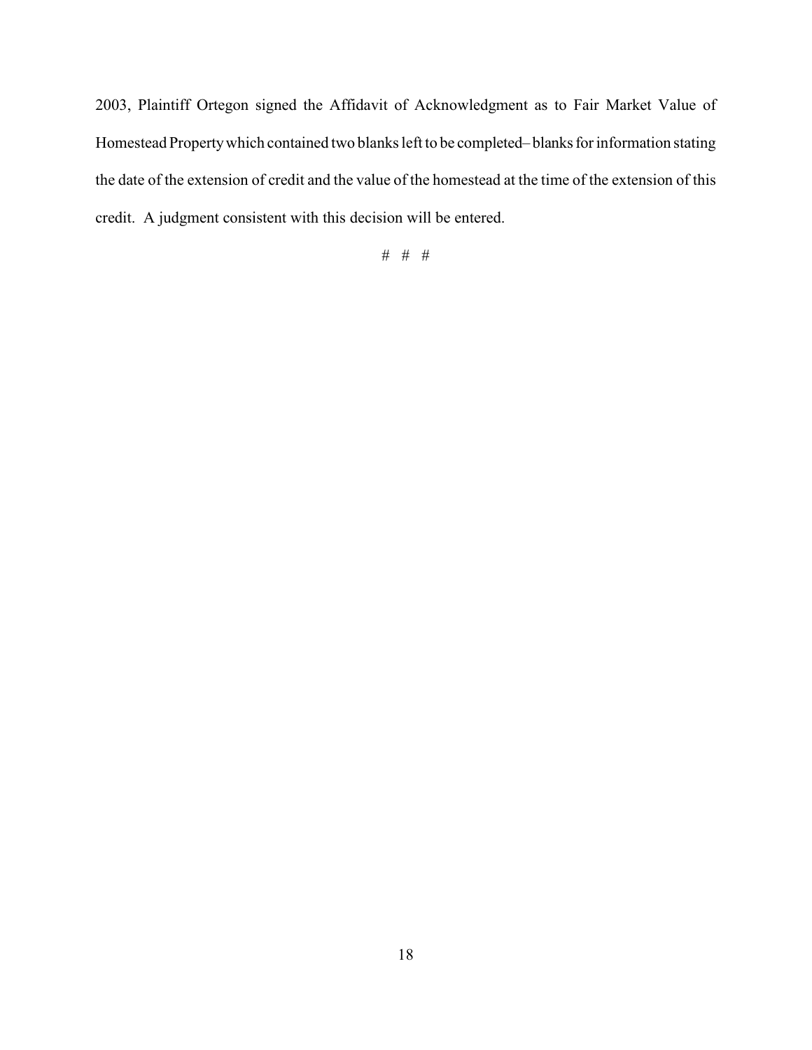2003, Plaintiff Ortegon signed the Affidavit of Acknowledgment as to Fair Market Value of Homestead Property which contained two blanks left to be completed– blanks for information stating the date of the extension of credit and the value of the homestead at the time of the extension of this credit. A judgment consistent with this decision will be entered.

# # #